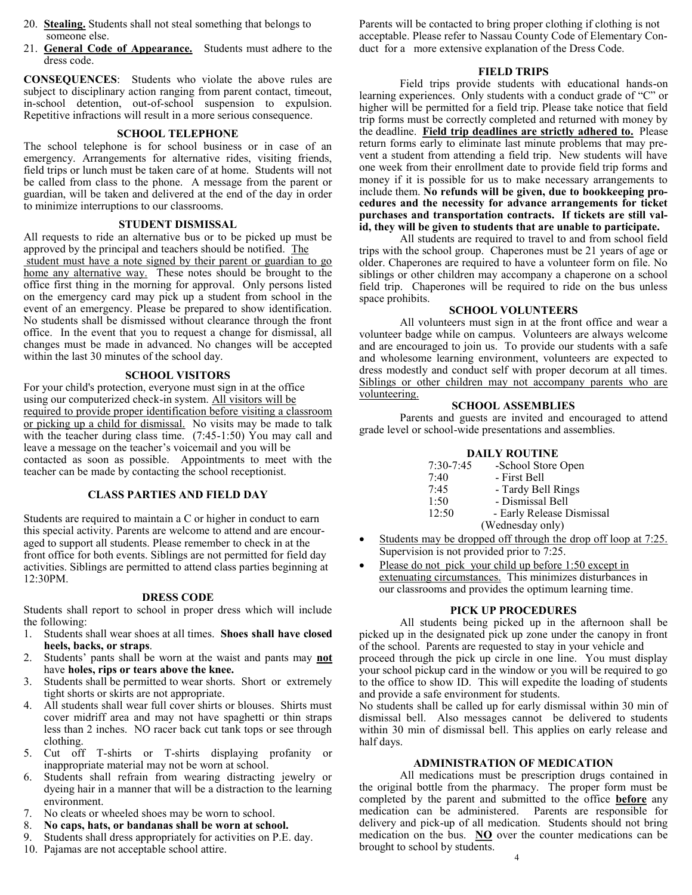20. **Stealing.** Students shall not steal something that belongs to someone else.
21. **General Code of Appearance.** Students must adhere to the dress code.

**CONSEQUENCES**: Students who violate the above rules are subject to disciplinary action ranging from parent contact, timeout, in-school detention, out-of-school suspension to expulsion. Repetitive infractions will result in a more serious consequence.

### SCHOOL TELEPHONE

The school telephone is for school business or in case of an emergency. Arrangements for alternative rides, visiting friends, field trips or lunch must be taken care of at home. Students will not be called from class to the phone. A message from the parent or guardian, will be taken and delivered at the end of the day in order to minimize interruptions to our classrooms.

### STUDENT DISMISSAL

All requests to ride an alternative bus or to be picked up must be approved by the principal and teachers should be notified. The student must have a note signed by their parent or guardian to go home any alternative way. These notes should be brought to the office first thing in the morning for approval. Only persons listed on the emergency card may pick up a student from school in the event of an emergency. Please be prepared to show identification. No students shall be dismissed without clearance through the front office. In the event that you to request a change for dismissal, all changes must be made in advanced. No changes will be accepted within the last 30 minutes of the school day.

### SCHOOL VISITORS

For your child's protection, everyone must sign in at the office using our computerized check-in system. All visitors will be required to provide proper identification before visiting a classroom or picking up a child for dismissal. No visits may be made to talk with the teacher during class time. (7:45-1:50) You may call and leave a message on the teacher's voicemail and you will be contacted as soon as possible. Appointments to meet with the teacher can be made by contacting the school receptionist.

### CLASS PARTIES AND FIELD DAY

Students are required to maintain a C or higher in conduct to earn this special activity. Parents are welcome to attend and are encouraged to support all students. Please remember to check in at the front office for both events. Siblings are not permitted for field day activities. Siblings are permitted to attend class parties beginning at 12:30PM.

### DRESS CODE

Students shall report to school in proper dress which will include the following:

1. Students shall wear shoes at all times. **Shoes shall have closed heels, backs, or straps**.
2. Students' pants shall be worn at the waist and pants may **not** have **holes, rips or tears above the knee.**
3. Students shall be permitted to wear shorts. Short or extremely tight shorts or skirts are not appropriate.
4. All students shall wear full cover shirts or blouses. Shirts must cover midriff area and may not have spaghetti or thin straps less than 2 inches. NO racer back cut tank tops or see through clothing.
5. Cut off T-shirts or T-shirts displaying profanity or inappropriate material may not be worn at school.
6. Students shall refrain from wearing distracting jewelry or dyeing hair in a manner that will be a distraction to the learning environment.
7. No cleats or wheeled shoes may be worn to school.
8. **No caps, hats, or bandanas shall be worn at school.**
9. Students shall dress appropriately for activities on P.E. day.
10. Pajamas are not acceptable school attire.

Parents will be contacted to bring proper clothing if clothing is not acceptable. Please refer to Nassau County Code of Elementary Conduct for a more extensive explanation of the Dress Code.

### FIELD TRIPS

Field trips provide students with educational hands-on learning experiences. Only students with a conduct grade of "C" or higher will be permitted for a field trip. Please take notice that field trip forms must be correctly completed and returned with money by the deadline. **Field trip deadlines are strictly adhered to.** Please return forms early to eliminate last minute problems that may prevent a student from attending a field trip. New students will have one week from their enrollment date to provide field trip forms and money if it is possible for us to make necessary arrangements to include them. **No refunds will be given, due to bookkeeping procedures and the necessity for advance arrangements for ticket purchases and transportation contracts. If tickets are still valid, they will be given to students that are unable to participate.**

All students are required to travel to and from school field trips with the school group. Chaperones must be 21 years of age or older. Chaperones are required to have a volunteer form on file. No siblings or other children may accompany a chaperone on a school field trip. Chaperones will be required to ride on the bus unless space prohibits.

### SCHOOL VOLUNTEERS

All volunteers must sign in at the front office and wear a volunteer badge while on campus. Volunteers are always welcome and are encouraged to join us. To provide our students with a safe and wholesome learning environment, volunteers are expected to dress modestly and conduct self with proper decorum at all times. Siblings or other children may not accompany parents who are volunteering.

### SCHOOL ASSEMBLIES

Parents and guests are invited and encouraged to attend grade level or school-wide presentations and assemblies.

### DAILY ROUTINE

| | |
|---|---|
| 7:30-7:45 | -School Store Open |
| 7:40 | - First Bell |
| 7:45 | - Tardy Bell Rings |
| 1:50 | - Dismissal Bell |
| 12:50 | - Early Release Dismissal (Wednesday only) |

- Students may be dropped off through the drop off loop at 7:25. Supervision is not provided prior to 7:25.
- Please do not pick your child up before 1:50 except in extenuating circumstances. This minimizes disturbances in our classrooms and provides the optimum learning time.

### PICK UP PROCEDURES

All students being picked up in the afternoon shall be picked up in the designated pick up zone under the canopy in front of the school. Parents are requested to stay in your vehicle and proceed through the pick up circle in one line. You must display your school pickup card in the window or you will be required to go to the office to show ID. This will expedite the loading of students and provide a safe environment for students.

No students shall be called up for early dismissal within 30 min of dismissal bell. Also messages cannot be delivered to students within 30 min of dismissal bell. This applies on early release and half days.

### ADMINISTRATION OF MEDICATION

All medications must be prescription drugs contained in the original bottle from the pharmacy. The proper form must be completed by the parent and submitted to the office **before** any medication can be administered. Parents are responsible for delivery and pick-up of all medication. Students should not bring medication on the bus. **NO** over the counter medications can be brought to school by students.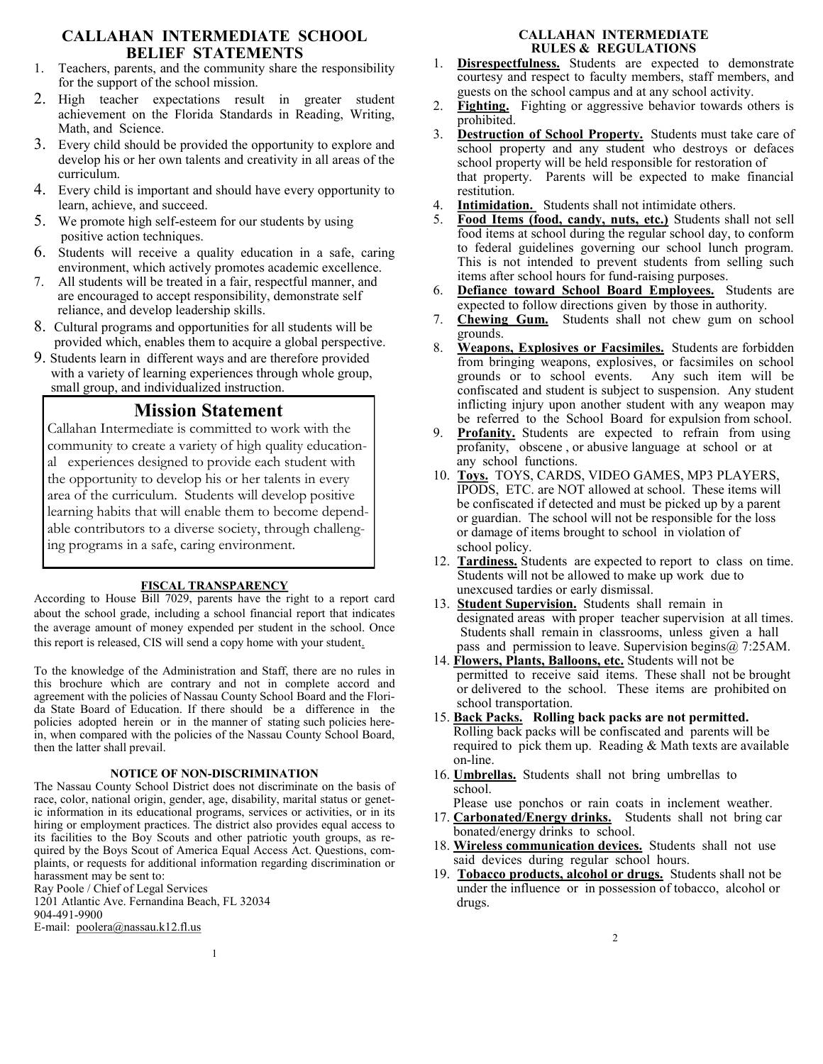## CALLAHAN INTERMEDIATE SCHOOL BELIEF STATEMENTS

1. Teachers, parents, and the community share the responsibility for the support of the school mission.
2. High teacher expectations result in greater student achievement on the Florida Standards in Reading, Writing, Math, and Science.
3. Every child should be provided the opportunity to explore and develop his or her own talents and creativity in all areas of the curriculum.
4. Every child is important and should have every opportunity to learn, achieve, and succeed.
5. We promote high self-esteem for our students by using positive action techniques.
6. Students will receive a quality education in a safe, caring environment, which actively promotes academic excellence.
7. All students will be treated in a fair, respectful manner, and are encouraged to accept responsibility, demonstrate self reliance, and develop leadership skills.
8. Cultural programs and opportunities for all students will be provided which, enables them to acquire a global perspective.
9. Students learn in different ways and are therefore provided with a variety of learning experiences through whole group, small group, and individualized instruction.

## Mission Statement

Callahan Intermediate is committed to work with the community to create a variety of high quality educational experiences designed to provide each student with the opportunity to develop his or her talents in every area of the curriculum. Students will develop positive learning habits that will enable them to become dependable contributors to a diverse society, through challenging programs in a safe, caring environment.

### FISCAL TRANSPARENCY

According to House Bill 7029, parents have the right to a report card about the school grade, including a school financial report that indicates the average amount of money expended per student in the school. Once this report is released, CIS will send a copy home with your student.

To the knowledge of the Administration and Staff, there are no rules in this brochure which are contrary and not in complete accord and agreement with the policies of Nassau County School Board and the Florida State Board of Education. If there should be a difference in the policies adopted herein or in the manner of stating such policies herein, when compared with the policies of the Nassau County School Board, then the latter shall prevail.

### NOTICE OF NON-DISCRIMINATION

The Nassau County School District does not discriminate on the basis of race, color, national origin, gender, age, disability, marital status or genetic information in its educational programs, services or activities, or in its hiring or employment practices. The district also provides equal access to its facilities to the Boy Scouts and other patriotic youth groups, as required by the Boys Scout of America Equal Access Act. Questions, complaints, or requests for additional information regarding discrimination or harassment may be sent to:

Ray Poole / Chief of Legal Services
1201 Atlantic Ave. Fernandina Beach, FL 32034
904-491-9900
E-mail: poolera@nassau.k12.fl.us

## CALLAHAN INTERMEDIATE RULES & REGULATIONS

1. **Disrespectfulness.** Students are expected to demonstrate courtesy and respect to faculty members, staff members, and guests on the school campus and at any school activity.
2. **Fighting.** Fighting or aggressive behavior towards others is prohibited.
3. **Destruction of School Property.** Students must take care of school property and any student who destroys or defaces school property will be held responsible for restoration of that property. Parents will be expected to make financial restitution.
4. **Intimidation.** Students shall not intimidate others.
5. **Food Items (food, candy, nuts, etc.)** Students shall not sell food items at school during the regular school day, to conform to federal guidelines governing our school lunch program. This is not intended to prevent students from selling such items after school hours for fund-raising purposes.
6. **Defiance toward School Board Employees.** Students are expected to follow directions given by those in authority.
7. **Chewing Gum.** Students shall not chew gum on school grounds.
8. **Weapons, Explosives or Facsimiles.** Students are forbidden from bringing weapons, explosives, or facsimiles on school grounds or to school events. Any such item will be confiscated and student is subject to suspension. Any student inflicting injury upon another student with any weapon may be referred to the School Board for expulsion from school.
9. **Profanity.** Students are expected to refrain from using profanity, obscene, or abusive language at school or at any school functions.
10. **Toys.** TOYS, CARDS, VIDEO GAMES, MP3 PLAYERS, IPODS, ETC. are NOT allowed at school. These items will be confiscated if detected and must be picked up by a parent or guardian. The school will not be responsible for the loss or damage of items brought to school in violation of school policy.
12. **Tardiness.** Students are expected to report to class on time. Students will not be allowed to make up work due to unexcused tardies or early dismissal.
13. **Student Supervision.** Students shall remain in designated areas with proper teacher supervision at all times. Students shall remain in classrooms, unless given a hall pass and permission to leave. Supervision begins@ 7:25AM.
14. **Flowers, Plants, Balloons, etc.** Students will not be permitted to receive said items. These shall not be brought or delivered to the school. These items are prohibited on school transportation.
15. **Back Packs. Rolling back packs are not permitted.** Rolling back packs will be confiscated and parents will be required to pick them up. Reading & Math texts are available on-line.
16. **Umbrellas.** Students shall not bring umbrellas to school. Please use ponchos or rain coats in inclement weather.
17. **Carbonated/Energy drinks.** Students shall not bring carbonated/energy drinks to school.
18. **Wireless communication devices.** Students shall not use said devices during regular school hours.
19. **Tobacco products, alcohol or drugs.** Students shall not be under the influence or in possession of tobacco, alcohol or drugs.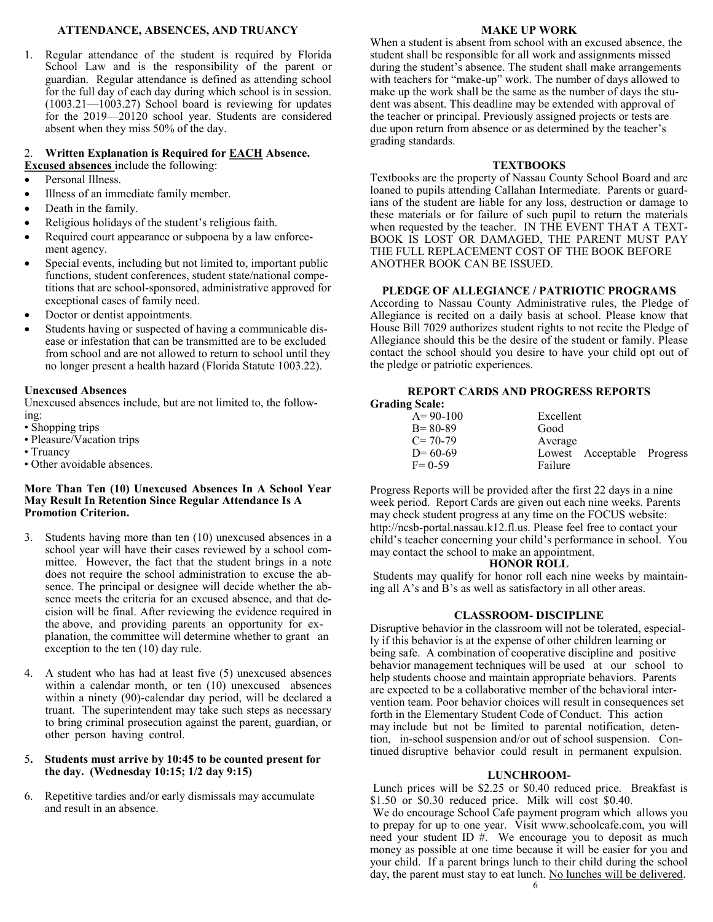## ATTENDANCE, ABSENCES, AND TRUANCY

1. Regular attendance of the student is required by Florida School Law and is the responsibility of the parent or guardian. Regular attendance is defined as attending school for the full day of each day during which school is in session. (1003.21—1003.27) School board is reviewing for updates for the 2019—20120 school year. Students are considered absent when they miss 50% of the day.

2. **Written Explanation is Required for EACH Absence.**

**Excused absences** include the following:

- Personal Illness.
- Illness of an immediate family member.
- Death in the family.
- Religious holidays of the student's religious faith.
- Required court appearance or subpoena by a law enforcement agency.
- Special events, including but not limited to, important public functions, student conferences, student state/national competitions that are school-sponsored, administrative approved for exceptional cases of family need.
- Doctor or dentist appointments.
- Students having or suspected of having a communicable disease or infestation that can be transmitted are to be excluded from school and are not allowed to return to school until they no longer present a health hazard (Florida Statute 1003.22).

**Unexcused Absences**

Unexcused absences include, but are not limited to, the following:

- Shopping trips
- Pleasure/Vacation trips
- Truancy
- Other avoidable absences.

**More Than Ten (10) Unexcused Absences In A School Year May Result In Retention Since Regular Attendance Is A Promotion Criterion.**

3. Students having more than ten (10) unexcused absences in a school year will have their cases reviewed by a school committee. However, the fact that the student brings in a note does not require the school administration to excuse the absence. The principal or designee will decide whether the absence meets the criteria for an excused absence, and that decision will be final. After reviewing the evidence required in the above, and providing parents an opportunity for explanation, the committee will determine whether to grant an exception to the ten (10) day rule.

4. A student who has had at least five (5) unexcused absences within a calendar month, or ten (10) unexcused absences within a ninety (90)-calendar day period, will be declared a truant. The superintendent may take such steps as necessary to bring criminal prosecution against the parent, guardian, or other person having control.

5. **Students must arrive by 10:45 to be counted present for the day. (Wednesday 10:15; 1/2 day 9:15)**

6. Repetitive tardies and/or early dismissals may accumulate and result in an absence.

## MAKE UP WORK

When a student is absent from school with an excused absence, the student shall be responsible for all work and assignments missed during the student's absence. The student shall make arrangements with teachers for "make-up" work. The number of days allowed to make up the work shall be the same as the number of days the student was absent. This deadline may be extended with approval of the teacher or principal. Previously assigned projects or tests are due upon return from absence or as determined by the teacher's grading standards.

## TEXTBOOKS

Textbooks are the property of Nassau County School Board and are loaned to pupils attending Callahan Intermediate. Parents or guardians of the student are liable for any loss, destruction or damage to these materials or for failure of such pupil to return the materials when requested by the teacher. IN THE EVENT THAT A TEXTBOOK IS LOST OR DAMAGED, THE PARENT MUST PAY THE FULL REPLACEMENT COST OF THE BOOK BEFORE ANOTHER BOOK CAN BE ISSUED.

## PLEDGE OF ALLEGIANCE / PATRIOTIC PROGRAMS

According to Nassau County Administrative rules, the Pledge of Allegiance is recited on a daily basis at school. Please know that House Bill 7029 authorizes student rights to not recite the Pledge of Allegiance should this be the desire of the student or family. Please contact the school should you desire to have your child opt out of the pledge or patriotic experiences.

## REPORT CARDS AND PROGRESS REPORTS

**Grading Scale:**

| | |
|---|---|
| A= 90-100 | Excellent |
| B= 80-89 | Good |
| C= 70-79 | Average |
| D= 60-69 | Lowest Acceptable Progress |
| F= 0-59 | Failure |

Progress Reports will be provided after the first 22 days in a nine week period. Report Cards are given out each nine weeks. Parents may check student progress at any time on the FOCUS website: http://ncsb-portal.nassau.k12.fl.us. Please feel free to contact your child's teacher concerning your child's performance in school. You may contact the school to make an appointment.

## HONOR ROLL

Students may qualify for honor roll each nine weeks by maintaining all A's and B's as well as satisfactory in all other areas.

## CLASSROOM- DISCIPLINE

Disruptive behavior in the classroom will not be tolerated, especially if this behavior is at the expense of other children learning or being safe. A combination of cooperative discipline and positive behavior management techniques will be used at our school to help students choose and maintain appropriate behaviors. Parents are expected to be a collaborative member of the behavioral intervention team. Poor behavior choices will result in consequences set forth in the Elementary Student Code of Conduct. This action may include but not be limited to parental notification, detention, in-school suspension and/or out of school suspension. Continued disruptive behavior could result in permanent expulsion.

## LUNCHROOM-

Lunch prices will be $2.25 or $0.40 reduced price. Breakfast is $1.50 or $0.30 reduced price. Milk will cost $0.40.

We do encourage School Cafe payment program which allows you to prepay for up to one year. Visit www.schoolcafe.com, you will need your student ID #. We encourage you to deposit as much money as possible at one time because it will be easier for you and your child. If a parent brings lunch to their child during the school day, the parent must stay to eat lunch. No lunches will be delivered.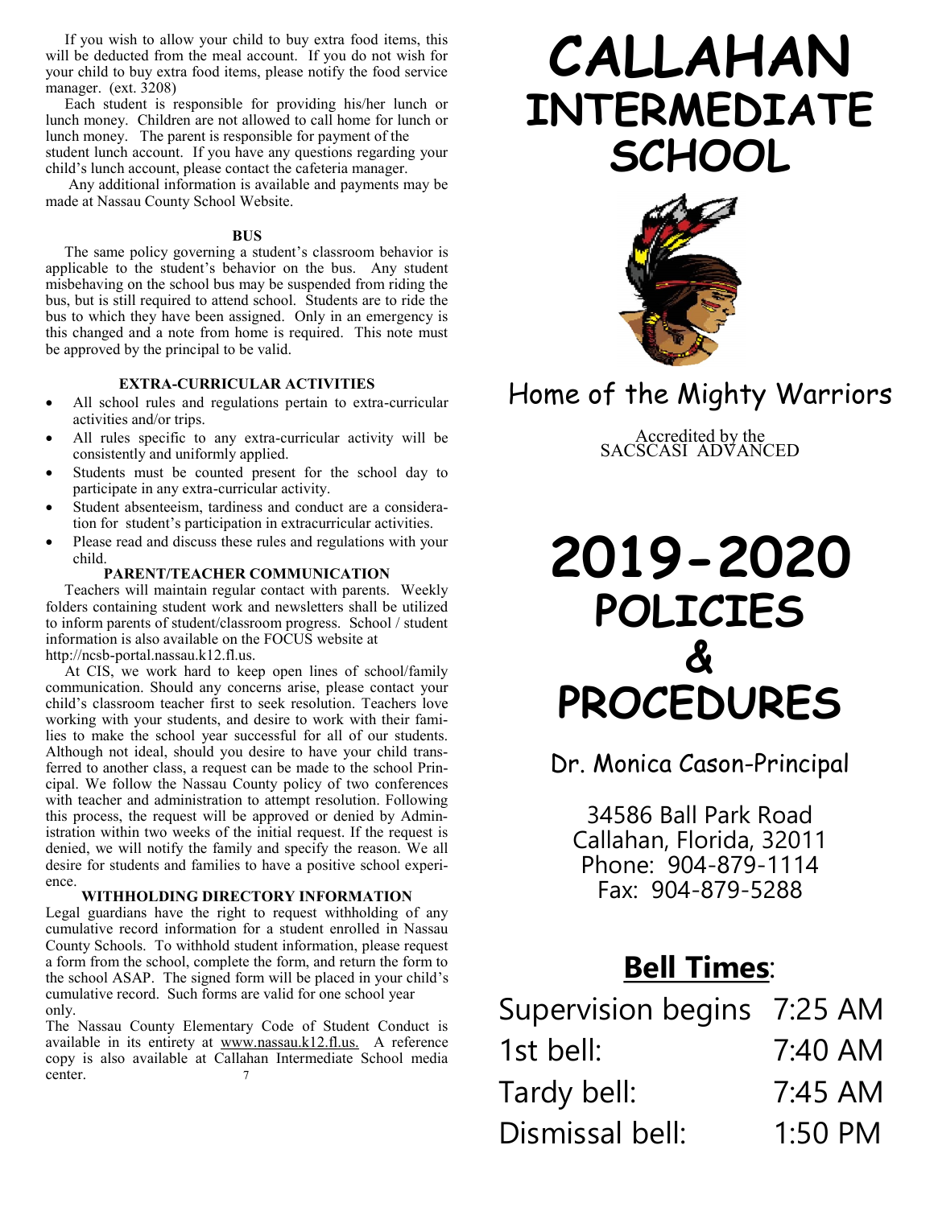If you wish to allow your child to buy extra food items, this will be deducted from the meal account. If you do not wish for your child to buy extra food items, please notify the food service manager. (ext. 3208)

Each student is responsible for providing his/her lunch or lunch money. Children are not allowed to call home for lunch or lunch money. The parent is responsible for payment of the student lunch account. If you have any questions regarding your child's lunch account, please contact the cafeteria manager.

Any additional information is available and payments may be made at Nassau County School Website.

**BUS**

The same policy governing a student's classroom behavior is applicable to the student's behavior on the bus. Any student misbehaving on the school bus may be suspended from riding the bus, but is still required to attend school. Students are to ride the bus to which they have been assigned. Only in an emergency is this changed and a note from home is required. This note must be approved by the principal to be valid.

**EXTRA-CURRICULAR ACTIVITIES**

- All school rules and regulations pertain to extra-curricular activities and/or trips.
- All rules specific to any extra-curricular activity will be consistently and uniformly applied.
- Students must be counted present for the school day to participate in any extra-curricular activity.
- Student absenteeism, tardiness and conduct are a consideration for student's participation in extracurricular activities.
- Please read and discuss these rules and regulations with your child.

**PARENT/TEACHER COMMUNICATION**

Teachers will maintain regular contact with parents. Weekly folders containing student work and newsletters shall be utilized to inform parents of student/classroom progress. School / student information is also available on the FOCUS website at http://ncsb-portal.nassau.k12.fl.us.

At CIS, we work hard to keep open lines of school/family communication. Should any concerns arise, please contact your child's classroom teacher first to seek resolution. Teachers love working with your students, and desire to work with their families to make the school year successful for all of our students. Although not ideal, should you desire to have your child transferred to another class, a request can be made to the school Principal. We follow the Nassau County policy of two conferences with teacher and administration to attempt resolution. Following this process, the request will be approved or denied by Administration within two weeks of the initial request. If the request is denied, we will notify the family and specify the reason. We all desire for students and families to have a positive school experience.

**WITHHOLDING DIRECTORY INFORMATION**

Legal guardians have the right to request withholding of any cumulative record information for a student enrolled in Nassau County Schools. To withhold student information, please request a form from the school, complete the form, and return the form to the school ASAP. The signed form will be placed in your child's cumulative record. Such forms are valid for one school year only.

The Nassau County Elementary Code of Student Conduct is available in its entirety at www.nassau.k12.fl.us. A reference copy is also available at Callahan Intermediate School media center.

# CALLAHAN INTERMEDIATE SCHOOL

Home of the Mighty Warriors

Accredited by the SACSCASI ADVANCED

# 2019-2020 POLICIES & PROCEDURES

Dr. Monica Cason-Principal

34586 Ball Park Road
Callahan, Florida, 32011
Phone: 904-879-1114
Fax: 904-879-5288

## Bell Times:

| | |
|---|---|
| Supervision begins | 7:25 AM |
| 1st bell: | 7:40 AM |
| Tardy bell: | 7:45 AM |
| Dismissal bell: | 1:50 PM |